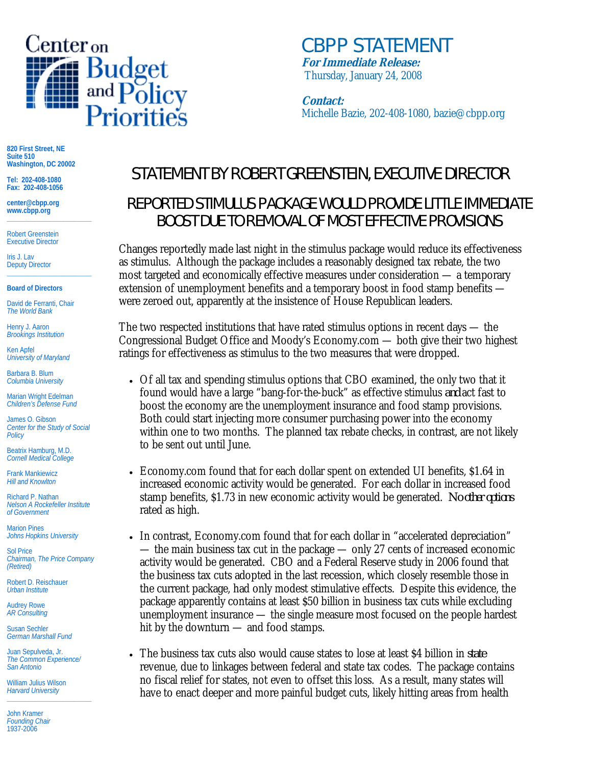# Center on Budget and Policy Priorities

## CBPP STATEMENT

***For Immediate Release:***
Thursday, January 24, 2008

***Contact:***
Michelle Bazie, 202-408-1080, bazie@cbpp.org

**820 First Street, NE**
**Suite 510**
**Washington, DC 20002**

**Tel: 202-408-1080**
**Fax: 202-408-1056**

**center@cbpp.org**
**www.cbpp.org**

Robert Greenstein
Executive Director

Iris J. Lav
Deputy Director

**Board of Directors**

David de Ferranti, Chair
*The World Bank*

Henry J. Aaron
*Brookings Institution*

Ken Apfel
*University of Maryland*

Barbara B. Blum
*Columbia University*

Marian Wright Edelman
*Children's Defense Fund*

James O. Gibson
*Center for the Study of Social Policy*

Beatrix Hamburg, M.D.
*Cornell Medical College*

Frank Mankiewicz
*Hill and Knowlton*

Richard P. Nathan
*Nelson A Rockefeller Institute of Government*

Marion Pines
*Johns Hopkins University*

Sol Price
*Chairman, The Price Company (Retired)*

Robert D. Reischauer
*Urban Institute*

Audrey Rowe
*AR Consulting*

Susan Sechler
*German Marshall Fund*

Juan Sepulveda, Jr.
*The Common Experience/ San Antonio*

William Julius Wilson
*Harvard University*

John Kramer
*Founding Chair*
1937-2006

## STATEMENT BY ROBERT GREENSTEIN, EXECUTIVE DIRECTOR

## REPORTED STIMULUS PACKAGE WOULD PROVIDE LITTLE IMMEDIATE BOOST DUE TO REMOVAL OF MOST EFFECTIVE PROVISIONS

Changes reportedly made last night in the stimulus package would reduce its effectiveness as stimulus. Although the package includes a reasonably designed tax rebate, the two most targeted and economically effective measures under consideration — a temporary extension of unemployment benefits and a temporary boost in food stamp benefits — were zeroed out, apparently at the insistence of House Republican leaders.

The two respected institutions that have rated stimulus options in recent days — the Congressional Budget Office and Moody's Economy.com — both give their two highest ratings for effectiveness as stimulus to the two measures that were dropped.

- Of all tax and spending stimulus options that CBO examined, the only two that it found would have a large "bang-for-the-buck" as effective stimulus *and* act fast to boost the economy are the unemployment insurance and food stamp provisions. Both could start injecting more consumer purchasing power into the economy within one to two months. The planned tax rebate checks, in contrast, are not likely to be sent out until June.

- Economy.com found that for each dollar spent on extended UI benefits, $1.64 in increased economic activity would be generated. For each dollar in increased food stamp benefits, $1.73 in new economic activity would be generated. *No other options* rated as high.

- In contrast, Economy.com found that for each dollar in "accelerated depreciation" — the main business tax cut in the package — only 27 cents of increased economic activity would be generated. CBO and a Federal Reserve study in 2006 found that the business tax cuts adopted in the last recession, which closely resemble those in the current package, had only modest stimulative effects. Despite this evidence, the package apparently contains at least $50 billion in business tax cuts while excluding unemployment insurance — the single measure most focused on the people hardest hit by the downturn — and food stamps.

- The business tax cuts also would cause states to lose at least $4 billion in *state* revenue, due to linkages between federal and state tax codes. The package contains no fiscal relief for states, not even to offset this loss. As a result, many states will have to enact deeper and more painful budget cuts, likely hitting areas from health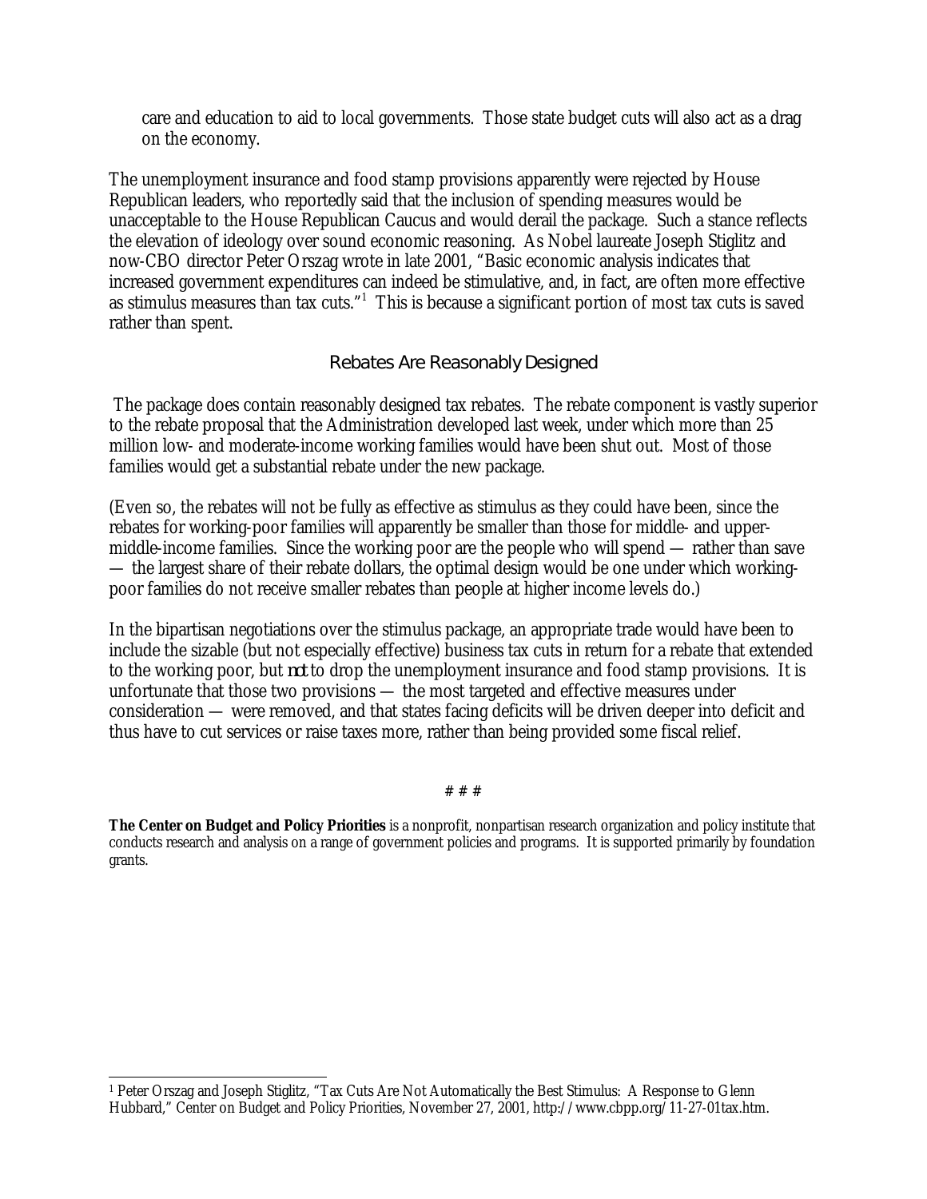care and education to aid to local governments. Those state budget cuts will also act as a drag on the economy.

The unemployment insurance and food stamp provisions apparently were rejected by House Republican leaders, who reportedly said that the inclusion of spending measures would be unacceptable to the House Republican Caucus and would derail the package. Such a stance reflects the elevation of ideology over sound economic reasoning. As Nobel laureate Joseph Stiglitz and now-CBO director Peter Orszag wrote in late 2001, "Basic economic analysis indicates that increased government expenditures can indeed be stimulative, and, in fact, are often more effective as stimulus measures than tax cuts."[1] This is because a significant portion of most tax cuts is saved rather than spent.

## Rebates Are Reasonably Designed

The package does contain reasonably designed tax rebates. The rebate component is vastly superior to the rebate proposal that the Administration developed last week, under which more than 25 million low- and moderate-income working families would have been shut out. Most of those families would get a substantial rebate under the new package.

(Even so, the rebates will not be fully as effective as stimulus as they could have been, since the rebates for working-poor families will apparently be smaller than those for middle- and upper-middle-income families. Since the working poor are the people who will spend — rather than save — the largest share of their rebate dollars, the optimal design would be one under which working-poor families do not receive smaller rebates than people at higher income levels do.)

In the bipartisan negotiations over the stimulus package, an appropriate trade would have been to include the sizable (but not especially effective) business tax cuts in return for a rebate that extended to the working poor, but *not* to drop the unemployment insurance and food stamp provisions. It is unfortunate that those two provisions — the most targeted and effective measures under consideration — were removed, and that states facing deficits will be driven deeper into deficit and thus have to cut services or raise taxes more, rather than being provided some fiscal relief.

# # #

**The Center on Budget and Policy Priorities** is a nonprofit, nonpartisan research organization and policy institute that conducts research and analysis on a range of government policies and programs. It is supported primarily by foundation grants.

---

[1] Peter Orszag and Joseph Stiglitz, "Tax Cuts Are Not Automatically the Best Stimulus: A Response to Glenn Hubbard," Center on Budget and Policy Priorities, November 27, 2001, http://www.cbpp.org/11-27-01tax.htm.